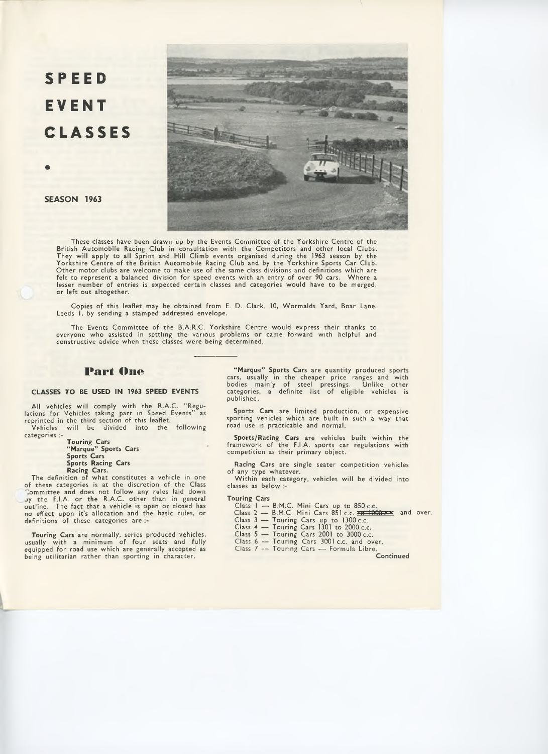# SPEED EVENT CLASSES

•

**SEASON 1963**

These classes have been drawn up by the Events Committee of the Yorkshire Centre of the British Automobile Racing Club in consultation with the Competitors and other local Clubs. They will apply to all Sprint and Hill Climb events organised during the 1963 season by the Yorkshire Centre of the British Automobile Racing Club and by the Yorkshire Sports Car Club. Other motor clubs are welcome to make use of the same class divisions and definitions which are felt to represent a balanced division for speed events with an entry of over 90 cars. Where a lesser number of entries is expected certain classes and categories would have to be merged, or left out altogether.

Copies of this leaflet may be obtained from E. D. Clark, 10, Wormalds Yard, Boar Lane, Leeds 1, by sending a stamped addressed envelope.

The Events Committee of the B.A.R.C. Yorkshire Centre would express their thanks to everyone who assisted in settling the various problems or came forward with helpful and constructive advice when these classes were being determined.

## Part One

### CLASSES TO BE USED IN 1963 SPEED EVENTS

All vehicles will comply with the R.A.C. "Regulations for Vehicles taking part in Speed Events" as reprinted in the third section of this leaflet.

Vehicles will be divided into the following categories :-

**Touring Cars**
**"Marque" Sports Cars**
**Sports Cars**
**Sports Racing Cars**
**Racing Cars.**

The definition of what constitutes a vehicle in one of these categories is at the discretion of the Class Committee and does not follow any rules laid down by the F.I.A. or the R.A.C. other than in general outline. The fact that a vehicle is open or closed has no effect upon it's allocation and the basic rules, or definitions of these categories are :-

**Touring Cars** are normally, series produced vehicles, usually with a minimum of four seats and fully equipped for road use which are generally accepted as being utilitarian rather than sporting in character.

**"Marque" Sports Cars** are quantity produced sports cars, usually in the cheaper price ranges and with bodies mainly of steel pressings. Unlike other categories, a definite list of eligible vehicles is published.

**Sports Cars** are limited production, or expensive sporting vehicles which are built in such a way that road use is practicable and normal.

**Sports/Racing Cars** are vehicles built within the framework of the F.I.A. sports car regulations with competition as their primary object.

**Racing Cars** are single seater competition vehicles of any type whatever.

Within each category, vehicles will be divided into classes as below :-

**Touring Cars**

Class 1 — B.M.C. Mini Cars up to 850 c.c.
Class 2 — B.M.C. Mini Cars 851 c.c. ~~to 1000 c.c.~~ and over.
Class 3 — Touring Cars up to 1300 c.c.
Class 4 — Touring Cars 1301 to 2000 c.c.
Class 5 — Touring Cars 2001 to 3000 c.c.
Class 6 — Touring Cars 3001 c.c. and over.
Class 7 — Touring Cars — Formula Libre.

**Continued**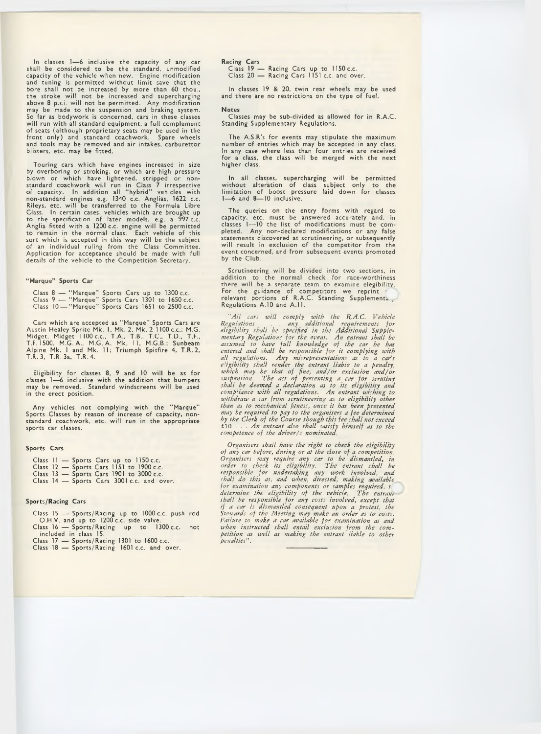In classes 1—6 inclusive the capacity of any car shall be considered to be the standard, unmodified capacity of the vehicle when new. Engine modification and tuning is permitted without limit save that the bore shall not be increased by more than 60 thou., the stroke will not be increased and supercharging above 8 p.s.i. will not be permitted. Any modification may be made to the suspension and braking system. So far as bodywork is concerned, cars in these classes will run with all standard equipment, a full complement of seats (although proprietary seats may be used in the front only) and standard coachwork. Spare wheels and tools may be removed and air intakes, carburettor blisters, etc. may be fitted.

Touring cars which have engines increased in size by overboring or stroking, or which are high pressure blown or which have lightened, stripped or non-standard coachwork will run in Class 7 irrespective of capacity. In addition all "hybrid" vehicles with non-standard engines e.g. 1340 c.c. Anglias, 1622 c.c. Rileys, etc. will be transferred to the Formula Libre Class. In certain cases, vehicles which are brought up to the specification of later models, e.g. a 997 c.c. Anglia fitted with a 1200 c.c. engine will be permitted to remain in the normal class. Each vehicle of this sort which is accepted in this way will be the subject of an individual ruling from the Class Committee. Application for acceptance should be made with full details of the vehicle to the Competition Secretary.

### "Marque" Sports Car

Class 8 — "Marque" Sports Cars up to 1300 c.c.
Class 9 — "Marque" Sports Cars 1301 to 1650 c.c.
Class 10 — "Marque" Sports Cars 1651 to 2500 c.c.

Cars which are accepted as "Marque" Sports Cars are Austin Healey Sprite Mk. 1, Mk. 2, Mk. 2 1100 c.c.; M.G. Midget, Midget 1100 c.c., T.A., T.B., T.C., T.D., T.F., T.F. 1500, M.G. A., M.G. A. Mk. 11, M.G.B.; Sunbeam Alpine Mk. 1 and Mk. 11; Triumph Spitfire 4, T.R. 2, T.R. 3, T.R. 3a, T.R. 4.

Eligibility for classes 8, 9 and 10 will be as for classes 1—6 inclusive with the addition that bumpers may be removed. Standard windscreens will be used in the erect position.

Any vehicles not complying with the "Marque" Sports Classes by reason of increase of capacity, non-standard coachwork, etc. will run in the appropriate sports car classes.

### Sports Cars

Class 11 — Sports Cars up to 1150 c.c.
Class 12 — Sports Cars 1151 to 1900 c.c.
Class 13 — Sports Cars 1901 to 3000 c.c.
Class 14 — Sports Cars 3001 c.c. and over.

### Sports/Racing Cars

Class 15 — Sports/Racing up to 1000 c.c. push rod O.H.V. and up to 1200 c.c. side valve.
Class 16 — Sports/Racing up to 1300 c.c. not included in class 15.
Class 17 — Sports/Racing 1301 to 1600 c.c.
Class 18 — Sports/Racing 1601 c.c. and over.

### Racing Cars

Class 19 — Racing Cars up to 1150 c.c.
Class 20 — Racing Cars 1151 c.c. and over.

In classes 19 & 20, twin rear wheels may be used and there are no restrictions on the type of fuel.

### Notes

Classes may be sub-divided as allowed for in R.A.C. Standing Supplementary Regulations.

The A.S.R's for events may stipulate the maximum number of entries which may be accepted in any class. In any case where less than four entries are received for a class, the class will be merged with the next higher class.

In all classes, supercharging will be permitted without alteration of class subject only to the limitation of boost pressure laid down for classes 1—6 and 8—10 inclusive.

The queries on the entry forms with regard to capacity, etc. must be answered accurately and, in classes 1—10 the list of modifications must be completed. Any non-declared modifications or any false statements discovered at scrutineering, or subsequently will result in exclusion of the competitor from the event concerned, and from subsequent events promoted by the Club.

Scrutineering will be divided into two sections, in addition to the normal check for race-worthiness there will be a separate team to examine eligibility. For the guidance of competitors we reprint relevant portions of R.A.C. Standing Supplementary Regulations A.10 and A.11.

*"All cars will comply with the R.A.C. Vehicle Regulations . . . . any additional requirements for eligibility shall be specified in the Additional Supplementary Regulations for the event. An entrant shall be assumed to have full knowledge of the car he has entered and shall be responsible for it complying with all regulations. Any misrepresentations as to a car's eligibility shall render the entrant liable to a penalty, which may be that of fine, and/or exclusion and/or suspension. The act of presenting a car for scrutiny shall be deemed a declaration as to its eligibility and compliance with all regulations. An entrant wishing to withdraw a car from scrutineering as to eligibility other than as to mechanical fitness, once it has been presented may be required to pay to the organisers a fee determined by the Clerk of the Course though this fee shall not exceed £10 . . . An entrant also shall satisfy himself as to the competence of the driver/s nominated.*

*Organisers shall have the right to check the eligibility of any car before, during or at the close of a competition. Organisers may require any car to be dismantled, in order to check its eligibility. The entrant shall be responsible for undertaking any work involved, and shall do this as, and when, directed, making available for examination any components or samples required, to determine the eligibility of the vehicle. The entrant shall be responsible for any costs involved, except that if a car is dismantled consequent upon a protest, the Stewards of the Meeting may make an order as to costs. Failure to make a car available for examination as and when instructed shall entail exclusion from the competition as well as making the entrant liable to other penalties".*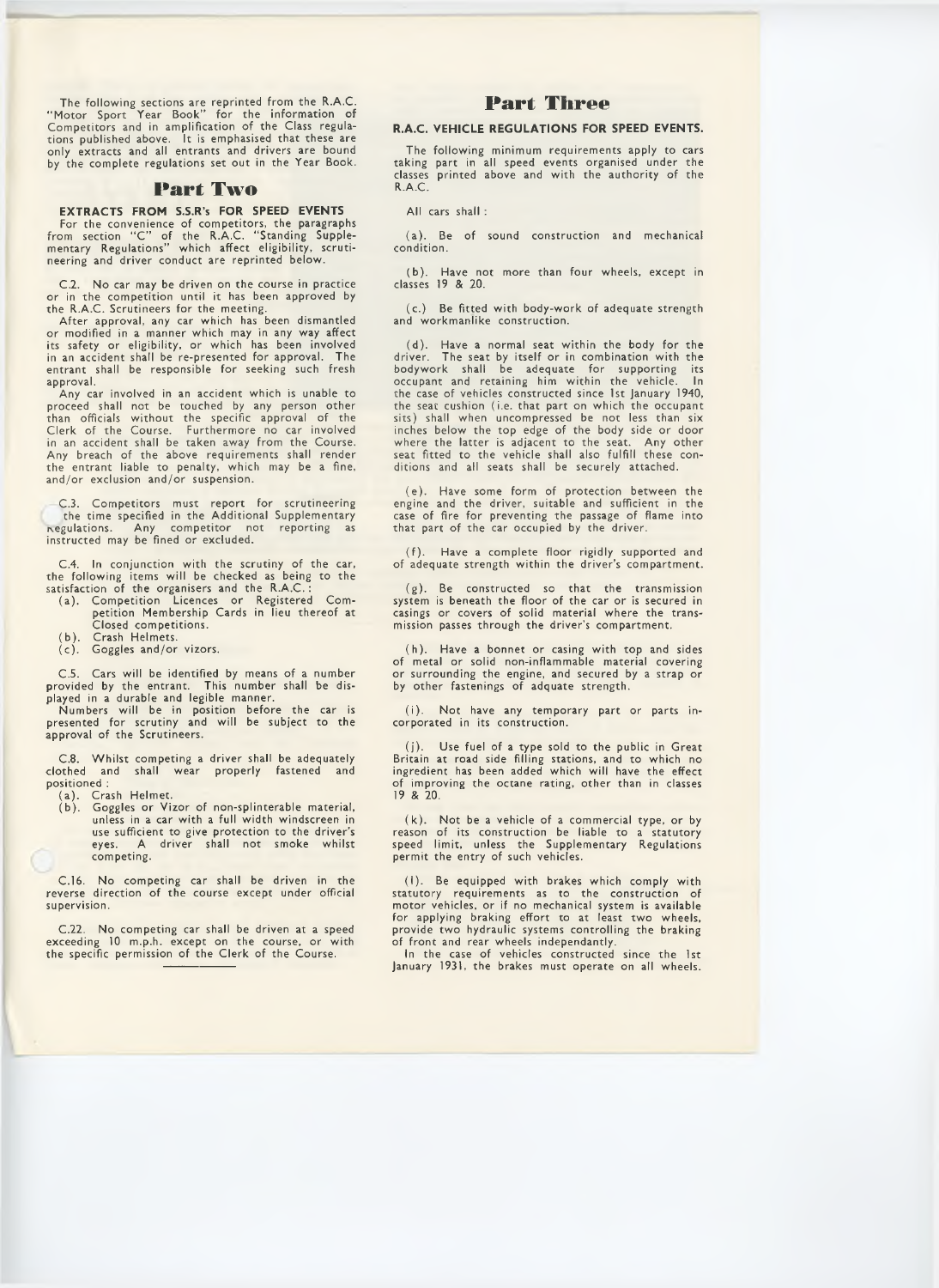The following sections are reprinted from the R.A.C. "Motor Sport Year Book" for the information of Competitors and in amplification of the Class regulations published above. It is emphasised that these are only extracts and all entrants and drivers are bound by the complete regulations set out in the Year Book.

# Part Two

### EXTRACTS FROM S.S.R's FOR SPEED EVENTS

For the convenience of competitors, the paragraphs from section "C" of the R.A.C. "Standing Supplementary Regulations" which affect eligibility, scrutineering and driver conduct are reprinted below.

C.2. No car may be driven on the course in practice or in the competition until it has been approved by the R.A.C. Scrutineers for the meeting.

After approval, any car which has been dismantled or modified in a manner which may in any way affect its safety or eligibility, or which has been involved in an accident shall be re-presented for approval. The entrant shall be responsible for seeking such fresh approval.

Any car involved in an accident which is unable to proceed shall not be touched by any person other than officials without the specific approval of the Clerk of the Course. Furthermore no car involved in an accident shall be taken away from the Course. Any breach of the above requirements shall render the entrant liable to penalty, which may be a fine, and/or exclusion and/or suspension.

C.3. Competitors must report for scrutineering the time specified in the Additional Supplementary Regulations. Any competitor not reporting as instructed may be fined or excluded.

C.4. In conjunction with the scrutiny of the car, the following items will be checked as being to the satisfaction of the organisers and the R.A.C.:

(a). Competition Licences or Registered Competition Membership Cards in lieu thereof at Closed competitions.
(b). Crash Helmets.
(c). Goggles and/or vizors.

C.5. Cars will be identified by means of a number provided by the entrant. This number shall be displayed in a durable and legible manner.

Numbers will be in position before the car is presented for scrutiny and will be subject to the approval of the Scrutineers.

C.8. Whilst competing a driver shall be adequately clothed and shall wear properly fastened and positioned :

(a). Crash Helmet.
(b). Goggles or Vizor of non-splinterable material, unless in a car with a full width windscreen in use sufficient to give protection to the driver's eyes. A driver shall not smoke whilst competing.

C.16. No competing car shall be driven in the reverse direction of the course except under official supervision.

C.22. No competing car shall be driven at a speed exceeding 10 m.p.h. except on the course, or with the specific permission of the Clerk of the Course.

# Part Three

### R.A.C. VEHICLE REGULATIONS FOR SPEED EVENTS.

The following minimum requirements apply to cars taking part in all speed events organised under the classes printed above and with the authority of the R.A.C.

All cars shall :

(a). Be of sound construction and mechanical condition.

(b). Have not more than four wheels, except in classes 19 & 20.

(c.) Be fitted with body-work of adequate strength and workmanlike construction.

(d). Have a normal seat within the body for the driver. The seat by itself or in combination with the bodywork shall be adequate for supporting its occupant and retaining him within the vehicle. In the case of vehicles constructed since 1st January 1940, the seat cushion (i.e. that part on which the occupant sits) shall when uncompressed be not less than six inches below the top edge of the body side or door where the latter is adjacent to the seat. Any other seat fitted to the vehicle shall also fulfill these conditions and all seats shall be securely attached.

(e). Have some form of protection between the engine and the driver, suitable and sufficient in the case of fire for preventing the passage of flame into that part of the car occupied by the driver.

(f). Have a complete floor rigidly supported and of adequate strength within the driver's compartment.

(g). Be constructed so that the transmission system is beneath the floor of the car or is secured in casings or covers of solid material where the transmission passes through the driver's compartment.

(h). Have a bonnet or casing with top and sides of metal or solid non-inflammable material covering or surrounding the engine, and secured by a strap or by other fastenings of adquate strength.

(i). Not have any temporary part or parts incorporated in its construction.

(j). Use fuel of a type sold to the public in Great Britain at road side filling stations, and to which no ingredient has been added which will have the effect of improving the octane rating, other than in classes 19 & 20.

(k). Not be a vehicle of a commercial type, or by reason of its construction be liable to a statutory speed limit, unless the Supplementary Regulations permit the entry of such vehicles.

(l). Be equipped with brakes which comply with statutory requirements as to the construction of motor vehicles, or if no mechanical system is available for applying braking effort to at least two wheels, provide two hydraulic systems controlling the braking of front and rear wheels independantly.

In the case of vehicles constructed since the 1st January 1931, the brakes must operate on all wheels.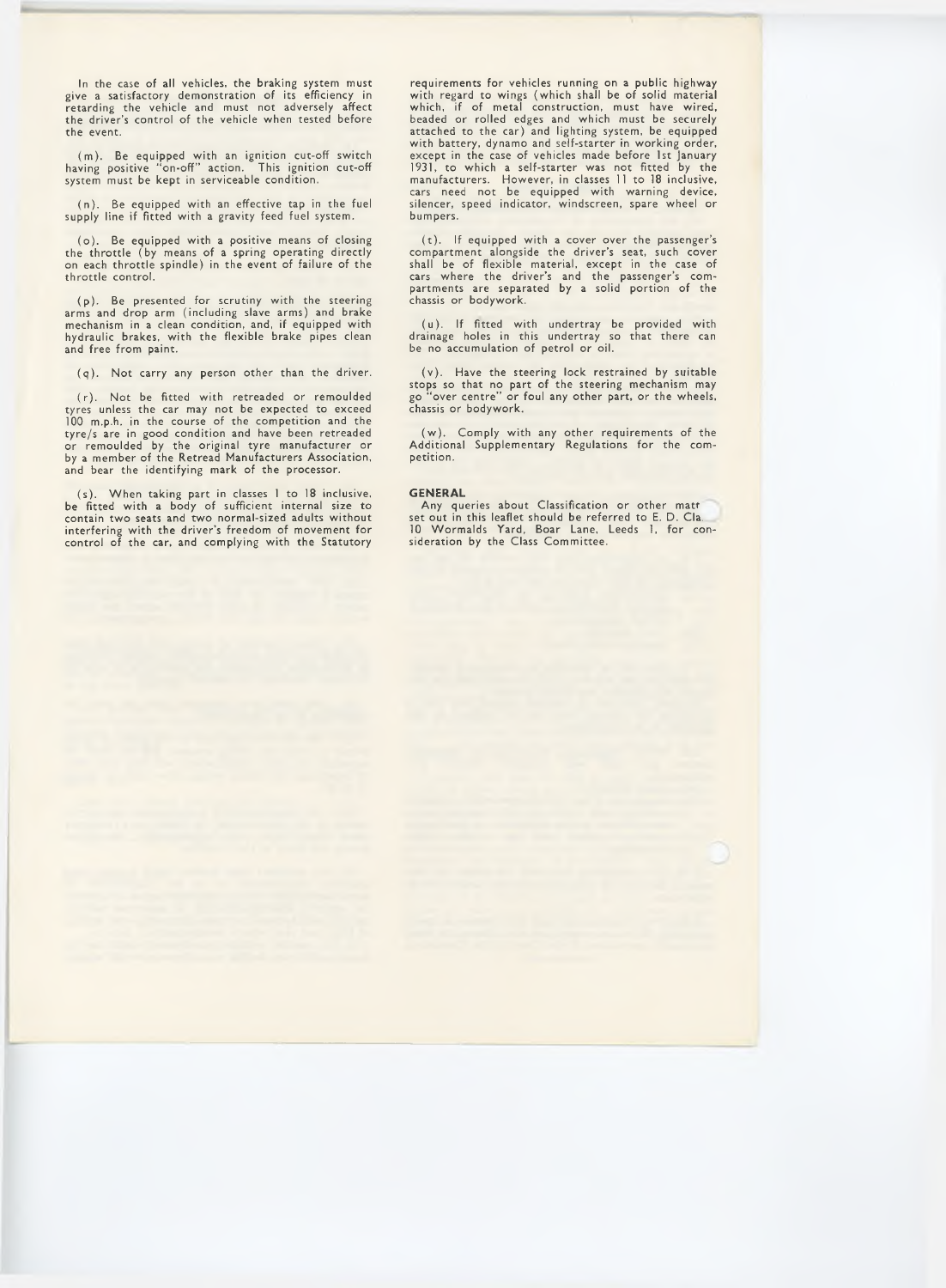In the case of all vehicles, the braking system must give a satisfactory demonstration of its efficiency in retarding the vehicle and must not adversely affect the driver's control of the vehicle when tested before the event.

(m). Be equipped with an ignition cut-off switch having positive "on-off" action. This ignition cut-off system must be kept in serviceable condition.

(n). Be equipped with an effective tap in the fuel supply line if fitted with a gravity feed fuel system.

(o). Be equipped with a positive means of closing the throttle (by means of a spring operating directly on each throttle spindle) in the event of failure of the throttle control.

(p). Be presented for scrutiny with the steering arms and drop arm (including slave arms) and brake mechanism in a clean condition, and, if equipped with hydraulic brakes, with the flexible brake pipes clean and free from paint.

(q). Not carry any person other than the driver.

(r). Not be fitted with retreaded or remoulded tyres unless the car may not be expected to exceed 100 m.p.h. in the course of the competition and the tyre/s are in good condition and have been retreaded or remoulded by the original tyre manufacturer or by a member of the Retread Manufacturers Association, and bear the identifying mark of the processor.

(s). When taking part in classes 1 to 18 inclusive, be fitted with a body of sufficient internal size to contain two seats and two normal-sized adults without interfering with the driver's freedom of movement for control of the car, and complying with the Statutory requirements for vehicles running on a public highway with regard to wings (which shall be of solid material which, if of metal construction, must have wired, beaded or rolled edges and which must be securely attached to the car) and lighting system, be equipped with battery, dynamo and self-starter in working order, except in the case of vehicles made before 1st January 1931, to which a self-starter was not fitted by the manufacturers. However, in classes 11 to 18 inclusive, cars need not be equipped with warning device, silencer, speed indicator, windscreen, spare wheel or bumpers.

(t). If equipped with a cover over the passenger's compartment alongside the driver's seat, such cover shall be of flexible material, except in the case of cars where the driver's and the passenger's compartments are separated by a solid portion of the chassis or bodywork.

(u). If fitted with undertray be provided with drainage holes in this undertray so that there can be no accumulation of petrol or oil.

(v). Have the steering lock restrained by suitable stops so that no part of the steering mechanism may go "over centre" or foul any other part, or the wheels, chassis or bodywork.

(w). Comply with any other requirements of the Additional Supplementary Regulations for the competition.

**GENERAL**

Any queries about Classification or other matt set out in this leaflet should be referred to E. D. Cla 10 Wormalds Yard, Boar Lane, Leeds 1, for consideration by the Class Committee.